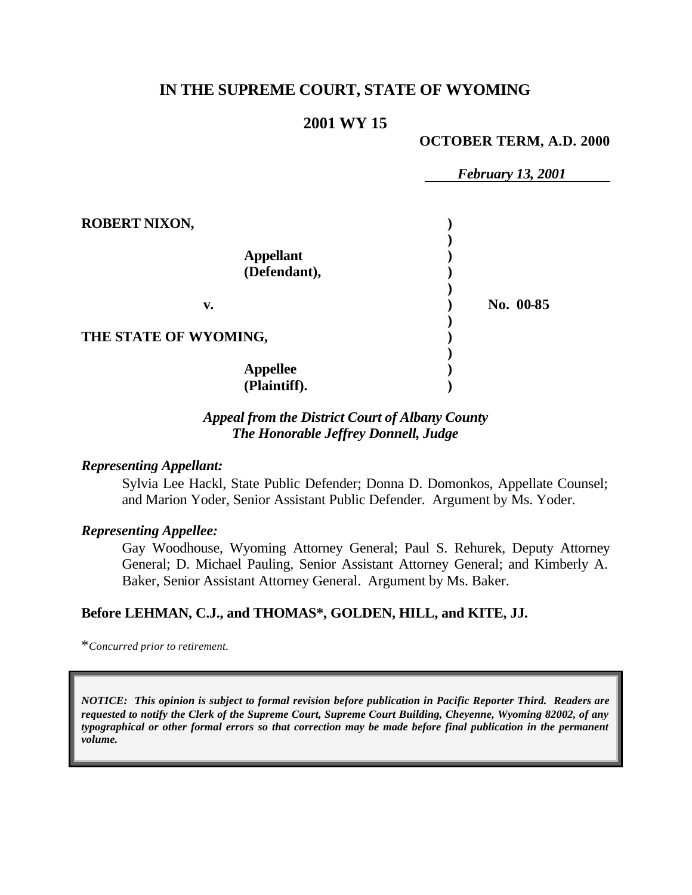# IN THE SUPREME COURT, STATE OF WYOMING

## 2001 WY 15

**OCTOBER TERM, A.D. 2000**

*February 13, 2001*

**ROBERT NIXON,**

**Appellant (Defendant),**

**v.**

**No. 00-85**

**THE STATE OF WYOMING,**

**Appellee (Plaintiff).**

*Appeal from the District Court of Albany County*
*The Honorable Jeffrey Donnell, Judge*

*Representing Appellant:*

Sylvia Lee Hackl, State Public Defender; Donna D. Domonkos, Appellate Counsel; and Marion Yoder, Senior Assistant Public Defender. Argument by Ms. Yoder.

*Representing Appellee:*

Gay Woodhouse, Wyoming Attorney General; Paul S. Rehurek, Deputy Attorney General; D. Michael Pauling, Senior Assistant Attorney General; and Kimberly A. Baker, Senior Assistant Attorney General. Argument by Ms. Baker.

**Before LEHMAN, C.J., and THOMAS\*, GOLDEN, HILL, and KITE, JJ.**

\**Concurred prior to retirement.*

***NOTICE: This opinion is subject to formal revision before publication in Pacific Reporter Third. Readers are requested to notify the Clerk of the Supreme Court, Supreme Court Building, Cheyenne, Wyoming 82002, of any typographical or other formal errors so that correction may be made before final publication in the permanent volume.***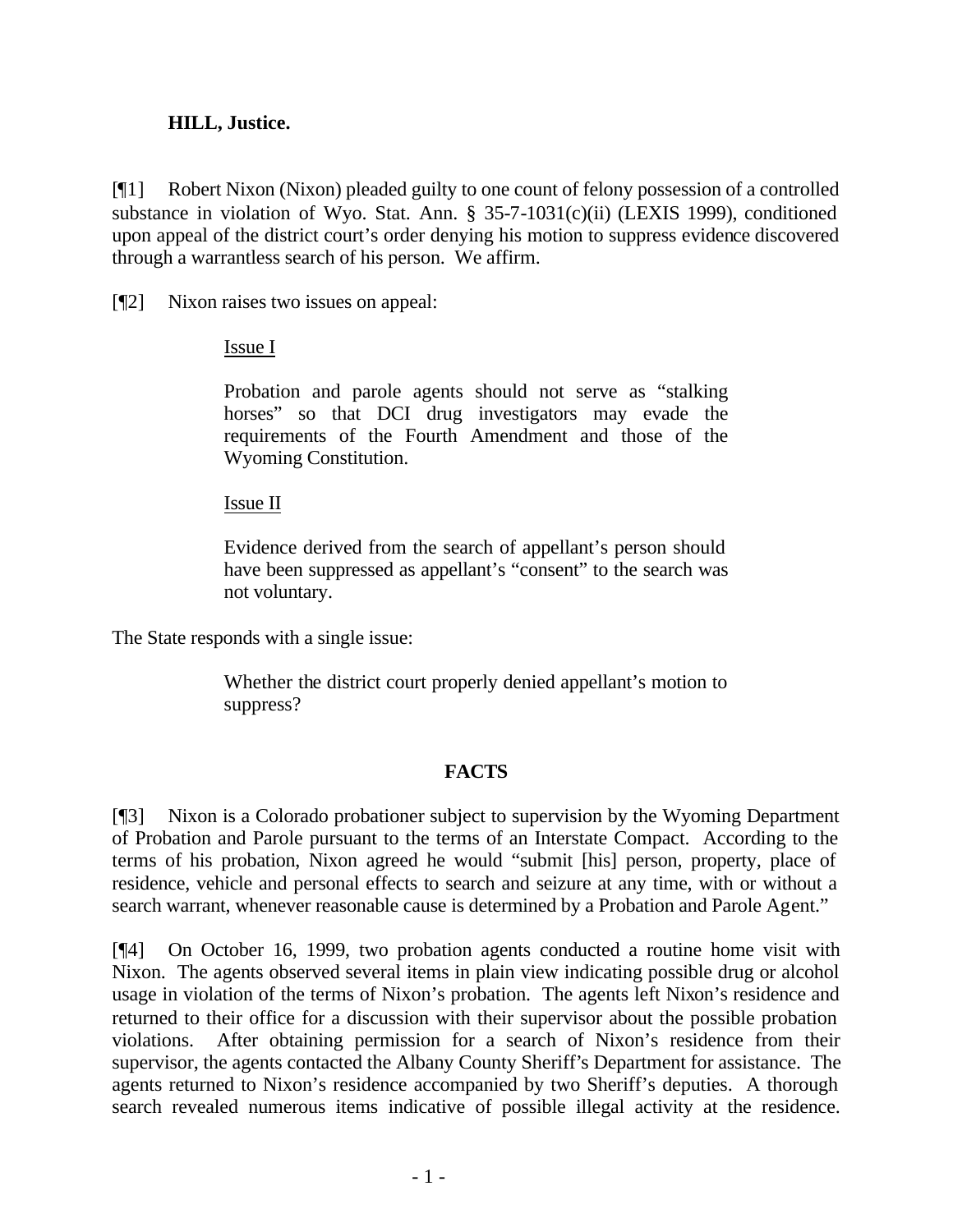**HILL, Justice.**

[¶1] Robert Nixon (Nixon) pleaded guilty to one count of felony possession of a controlled substance in violation of Wyo. Stat. Ann. § 35-7-1031(c)(ii) (LEXIS 1999), conditioned upon appeal of the district court's order denying his motion to suppress evidence discovered through a warrantless search of his person. We affirm.

[¶2] Nixon raises two issues on appeal:

> Issue I
>
> Probation and parole agents should not serve as "stalking horses" so that DCI drug investigators may evade the requirements of the Fourth Amendment and those of the Wyoming Constitution.
>
> Issue II
>
> Evidence derived from the search of appellant's person should have been suppressed as appellant's "consent" to the search was not voluntary.

The State responds with a single issue:

> Whether the district court properly denied appellant's motion to suppress?

## FACTS

[¶3] Nixon is a Colorado probationer subject to supervision by the Wyoming Department of Probation and Parole pursuant to the terms of an Interstate Compact. According to the terms of his probation, Nixon agreed he would "submit [his] person, property, place of residence, vehicle and personal effects to search and seizure at any time, with or without a search warrant, whenever reasonable cause is determined by a Probation and Parole Agent."

[¶4] On October 16, 1999, two probation agents conducted a routine home visit with Nixon. The agents observed several items in plain view indicating possible drug or alcohol usage in violation of the terms of Nixon's probation. The agents left Nixon's residence and returned to their office for a discussion with their supervisor about the possible probation violations. After obtaining permission for a search of Nixon's residence from their supervisor, the agents contacted the Albany County Sheriff's Department for assistance. The agents returned to Nixon's residence accompanied by two Sheriff's deputies. A thorough search revealed numerous items indicative of possible illegal activity at the residence.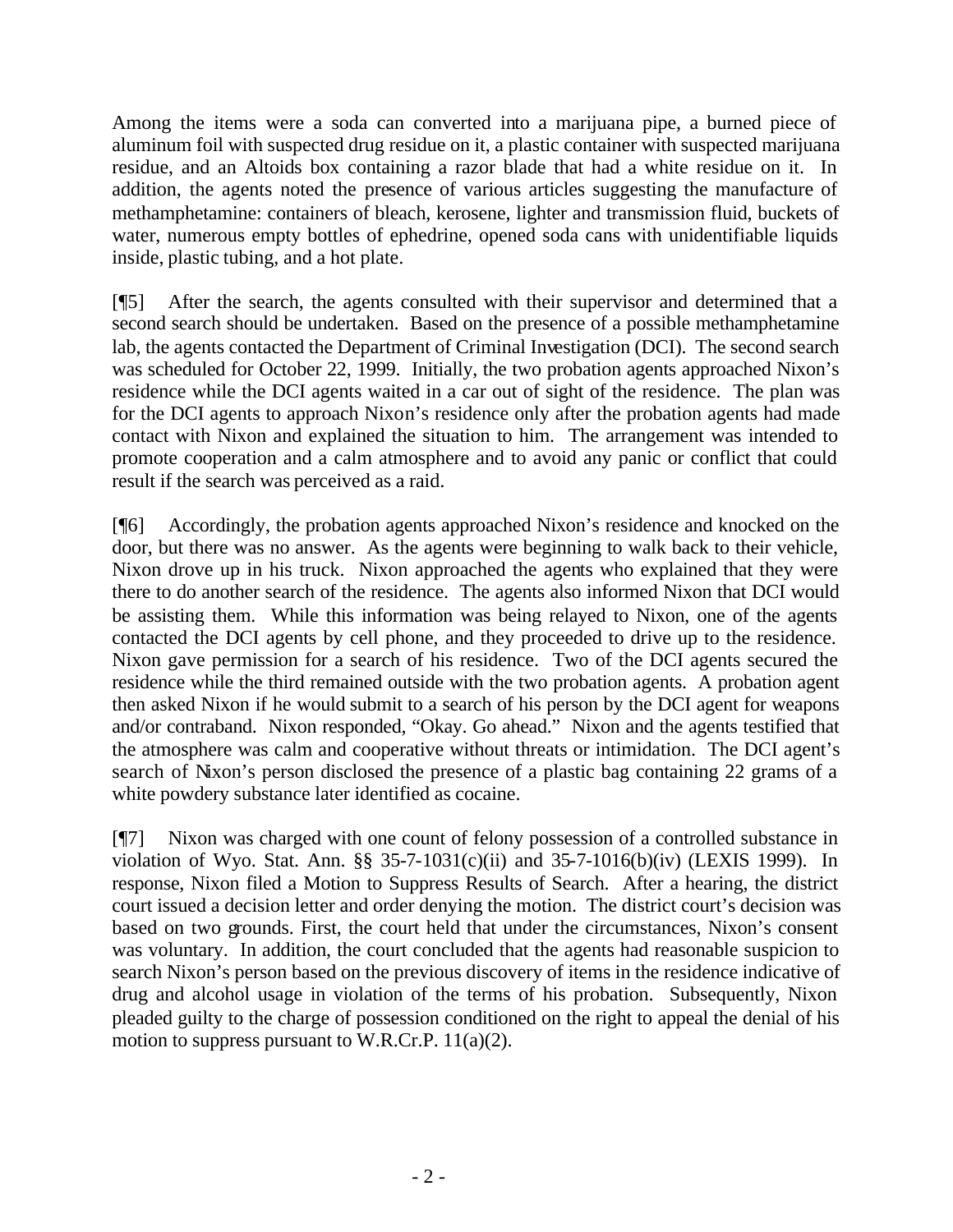Among the items were a soda can converted into a marijuana pipe, a burned piece of aluminum foil with suspected drug residue on it, a plastic container with suspected marijuana residue, and an Altoids box containing a razor blade that had a white residue on it. In addition, the agents noted the presence of various articles suggesting the manufacture of methamphetamine: containers of bleach, kerosene, lighter and transmission fluid, buckets of water, numerous empty bottles of ephedrine, opened soda cans with unidentifiable liquids inside, plastic tubing, and a hot plate.

[¶5] After the search, the agents consulted with their supervisor and determined that a second search should be undertaken. Based on the presence of a possible methamphetamine lab, the agents contacted the Department of Criminal Investigation (DCI). The second search was scheduled for October 22, 1999. Initially, the two probation agents approached Nixon's residence while the DCI agents waited in a car out of sight of the residence. The plan was for the DCI agents to approach Nixon's residence only after the probation agents had made contact with Nixon and explained the situation to him. The arrangement was intended to promote cooperation and a calm atmosphere and to avoid any panic or conflict that could result if the search was perceived as a raid.

[¶6] Accordingly, the probation agents approached Nixon's residence and knocked on the door, but there was no answer. As the agents were beginning to walk back to their vehicle, Nixon drove up in his truck. Nixon approached the agents who explained that they were there to do another search of the residence. The agents also informed Nixon that DCI would be assisting them. While this information was being relayed to Nixon, one of the agents contacted the DCI agents by cell phone, and they proceeded to drive up to the residence. Nixon gave permission for a search of his residence. Two of the DCI agents secured the residence while the third remained outside with the two probation agents. A probation agent then asked Nixon if he would submit to a search of his person by the DCI agent for weapons and/or contraband. Nixon responded, "Okay. Go ahead." Nixon and the agents testified that the atmosphere was calm and cooperative without threats or intimidation. The DCI agent's search of Nixon's person disclosed the presence of a plastic bag containing 22 grams of a white powdery substance later identified as cocaine.

[¶7] Nixon was charged with one count of felony possession of a controlled substance in violation of Wyo. Stat. Ann. §§ 35-7-1031(c)(ii) and 35-7-1016(b)(iv) (LEXIS 1999). In response, Nixon filed a Motion to Suppress Results of Search. After a hearing, the district court issued a decision letter and order denying the motion. The district court's decision was based on two grounds. First, the court held that under the circumstances, Nixon's consent was voluntary. In addition, the court concluded that the agents had reasonable suspicion to search Nixon's person based on the previous discovery of items in the residence indicative of drug and alcohol usage in violation of the terms of his probation. Subsequently, Nixon pleaded guilty to the charge of possession conditioned on the right to appeal the denial of his motion to suppress pursuant to W.R.Cr.P. 11(a)(2).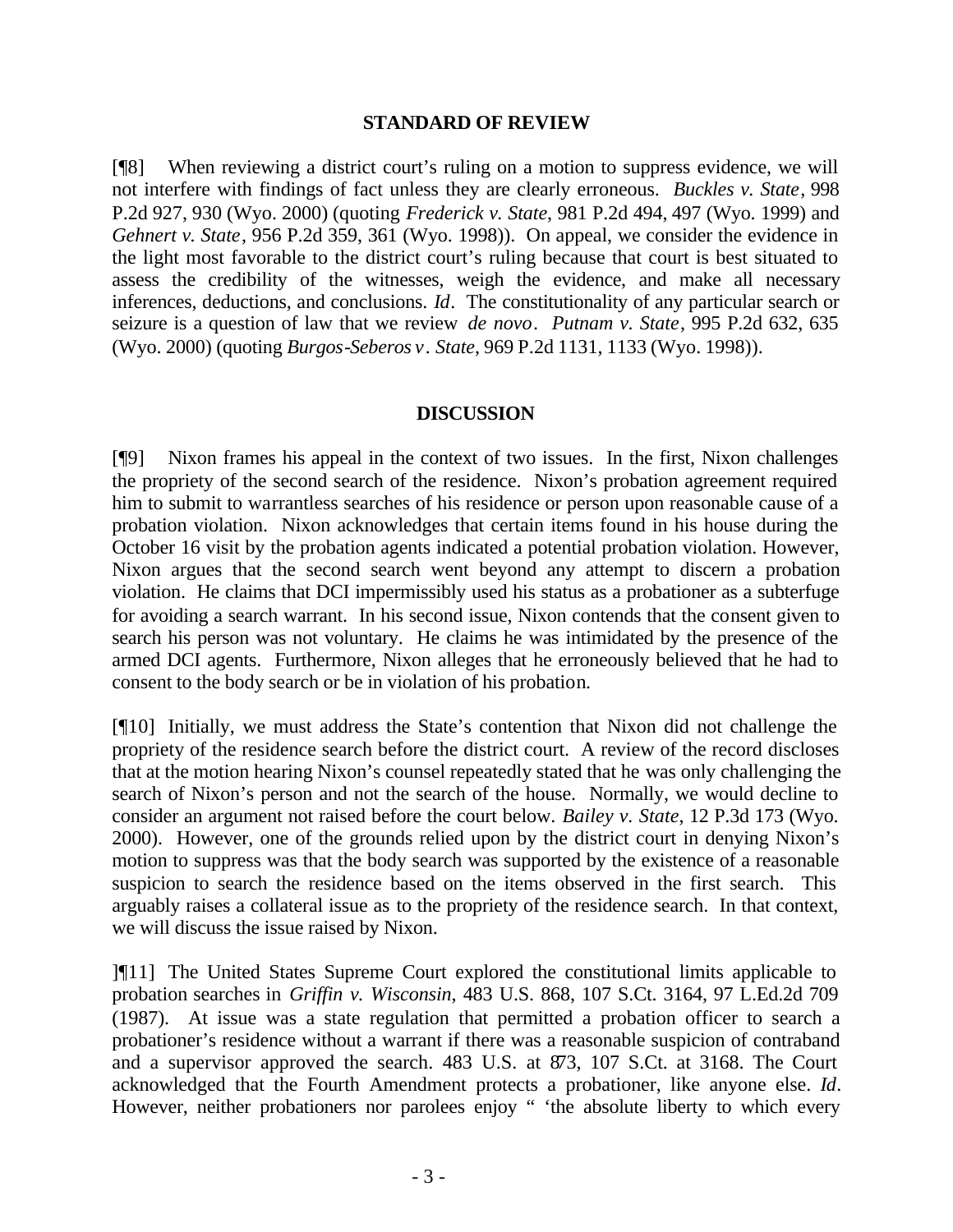## STANDARD OF REVIEW

[¶8] When reviewing a district court's ruling on a motion to suppress evidence, we will not interfere with findings of fact unless they are clearly erroneous. *Buckles v. State*, 998 P.2d 927, 930 (Wyo. 2000) (quoting *Frederick v. State*, 981 P.2d 494, 497 (Wyo. 1999) and *Gehnert v. State*, 956 P.2d 359, 361 (Wyo. 1998)). On appeal, we consider the evidence in the light most favorable to the district court's ruling because that court is best situated to assess the credibility of the witnesses, weigh the evidence, and make all necessary inferences, deductions, and conclusions. *Id*. The constitutionality of any particular search or seizure is a question of law that we review *de novo*. *Putnam v. State*, 995 P.2d 632, 635 (Wyo. 2000) (quoting *Burgos-Seberos v. State*, 969 P.2d 1131, 1133 (Wyo. 1998)).

## DISCUSSION

[¶9] Nixon frames his appeal in the context of two issues. In the first, Nixon challenges the propriety of the second search of the residence. Nixon's probation agreement required him to submit to warrantless searches of his residence or person upon reasonable cause of a probation violation. Nixon acknowledges that certain items found in his house during the October 16 visit by the probation agents indicated a potential probation violation. However, Nixon argues that the second search went beyond any attempt to discern a probation violation. He claims that DCI impermissibly used his status as a probationer as a subterfuge for avoiding a search warrant. In his second issue, Nixon contends that the consent given to search his person was not voluntary. He claims he was intimidated by the presence of the armed DCI agents. Furthermore, Nixon alleges that he erroneously believed that he had to consent to the body search or be in violation of his probation.

[¶10] Initially, we must address the State's contention that Nixon did not challenge the propriety of the residence search before the district court. A review of the record discloses that at the motion hearing Nixon's counsel repeatedly stated that he was only challenging the search of Nixon's person and not the search of the house. Normally, we would decline to consider an argument not raised before the court below. *Bailey v. State*, 12 P.3d 173 (Wyo. 2000). However, one of the grounds relied upon by the district court in denying Nixon's motion to suppress was that the body search was supported by the existence of a reasonable suspicion to search the residence based on the items observed in the first search. This arguably raises a collateral issue as to the propriety of the residence search. In that context, we will discuss the issue raised by Nixon.

]¶11] The United States Supreme Court explored the constitutional limits applicable to probation searches in *Griffin v. Wisconsin*, 483 U.S. 868, 107 S.Ct. 3164, 97 L.Ed.2d 709 (1987). At issue was a state regulation that permitted a probation officer to search a probationer's residence without a warrant if there was a reasonable suspicion of contraband and a supervisor approved the search. 483 U.S. at 873, 107 S.Ct. at 3168. The Court acknowledged that the Fourth Amendment protects a probationer, like anyone else. *Id*. However, neither probationers nor parolees enjoy " 'the absolute liberty to which every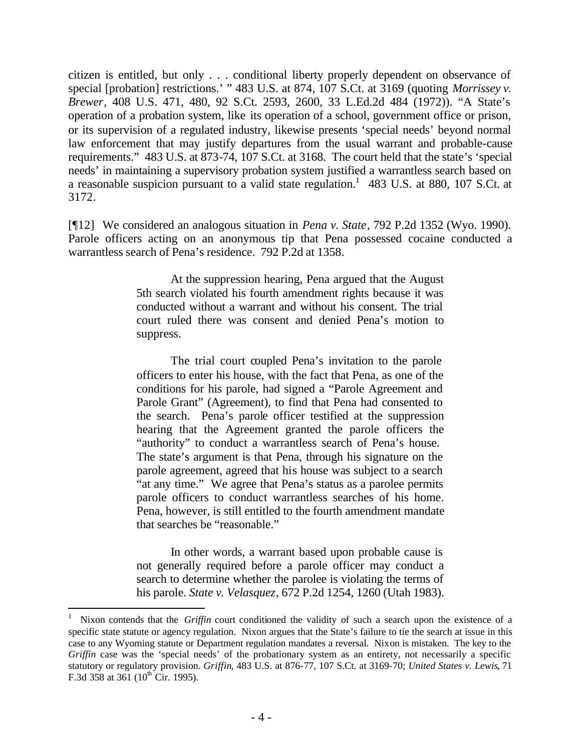citizen is entitled, but only . . . conditional liberty properly dependent on observance of special [probation] restrictions.' " 483 U.S. at 874, 107 S.Ct. at 3169 (quoting *Morrissey v. Brewer*, 408 U.S. 471, 480, 92 S.Ct. 2593, 2600, 33 L.Ed.2d 484 (1972)). "A State's operation of a probation system, like its operation of a school, government office or prison, or its supervision of a regulated industry, likewise presents 'special needs' beyond normal law enforcement that may justify departures from the usual warrant and probable-cause requirements." 483 U.S. at 873-74, 107 S.Ct. at 3168. The court held that the state's 'special needs' in maintaining a supervisory probation system justified a warrantless search based on a reasonable suspicion pursuant to a valid state regulation.[1] 483 U.S. at 880, 107 S.Ct. at 3172.

[¶12] We considered an analogous situation in *Pena v. State*, 792 P.2d 1352 (Wyo. 1990). Parole officers acting on an anonymous tip that Pena possessed cocaine conducted a warrantless search of Pena's residence. 792 P.2d at 1358.

> At the suppression hearing, Pena argued that the August 5th search violated his fourth amendment rights because it was conducted without a warrant and without his consent. The trial court ruled there was consent and denied Pena's motion to suppress.
>
> The trial court coupled Pena's invitation to the parole officers to enter his house, with the fact that Pena, as one of the conditions for his parole, had signed a "Parole Agreement and Parole Grant" (Agreement), to find that Pena had consented to the search. Pena's parole officer testified at the suppression hearing that the Agreement granted the parole officers the "authority" to conduct a warrantless search of Pena's house. The state's argument is that Pena, through his signature on the parole agreement, agreed that his house was subject to a search "at any time." We agree that Pena's status as a parolee permits parole officers to conduct warrantless searches of his home. Pena, however, is still entitled to the fourth amendment mandate that searches be "reasonable."
>
> In other words, a warrant based upon probable cause is not generally required before a parole officer may conduct a search to determine whether the parolee is violating the terms of his parole. *State v. Velasquez*, 672 P.2d 1254, 1260 (Utah 1983).

---

[1] Nixon contends that the *Griffin* court conditioned the validity of such a search upon the existence of a specific state statute or agency regulation. Nixon argues that the State's failure to tie the search at issue in this case to any Wyoming statute or Department regulation mandates a reversal. Nixon is mistaken. The key to the *Griffin* case was the 'special needs' of the probationary system as an entirety, not necessarily a specific statutory or regulatory provision. *Griffin*, 483 U.S. at 876-77, 107 S.Ct. at 3169-70; *United States v. Lewis*, 71 F.3d 358 at 361 (10th Cir. 1995).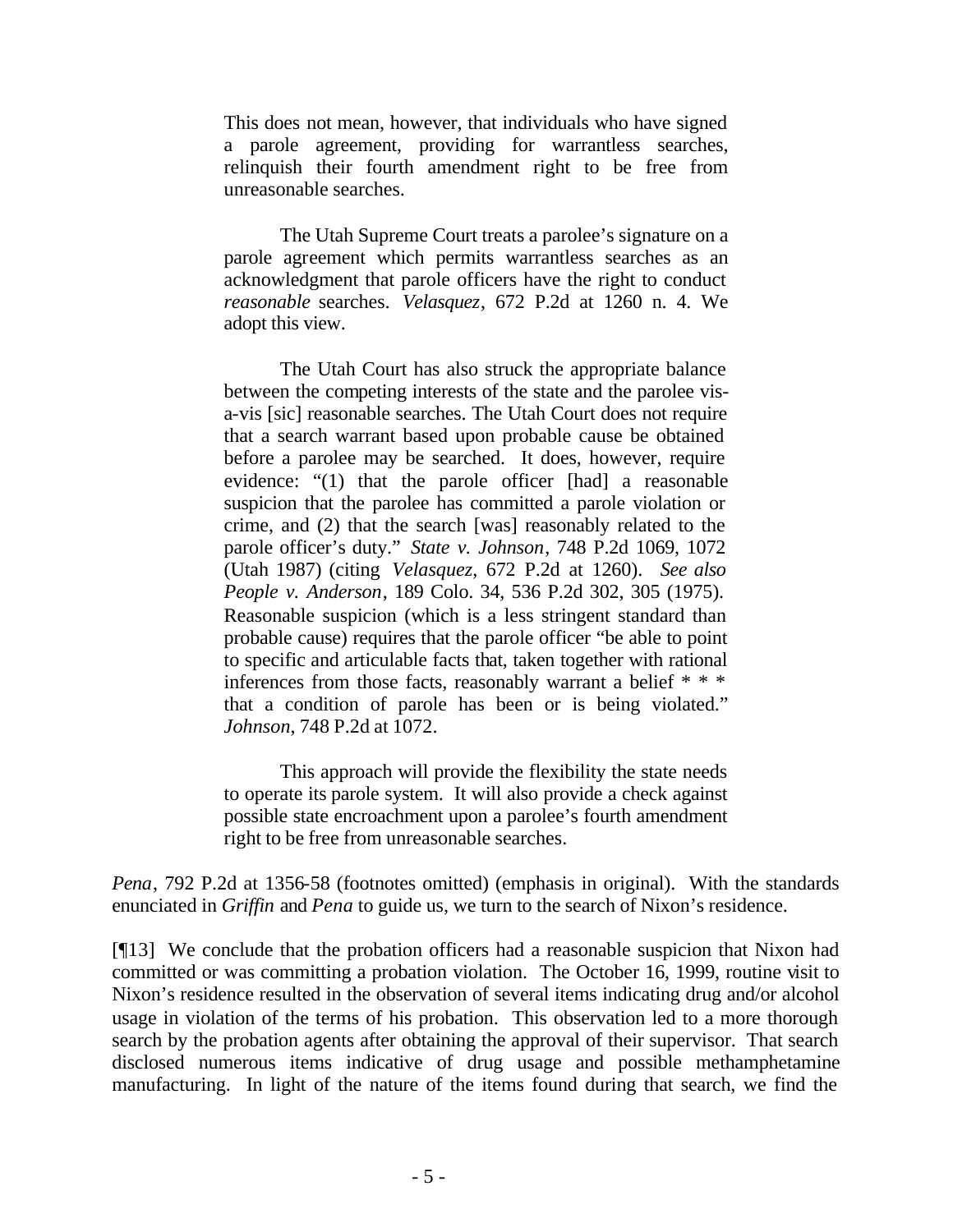> This does not mean, however, that individuals who have signed a parole agreement, providing for warrantless searches, relinquish their fourth amendment right to be free from unreasonable searches.
>
> The Utah Supreme Court treats a parolee's signature on a parole agreement which permits warrantless searches as an acknowledgment that parole officers have the right to conduct *reasonable* searches. *Velasquez*, 672 P.2d at 1260 n. 4. We adopt this view.
>
> The Utah Court has also struck the appropriate balance between the competing interests of the state and the parolee vis-a-vis [sic] reasonable searches. The Utah Court does not require that a search warrant based upon probable cause be obtained before a parolee may be searched. It does, however, require evidence: "(1) that the parole officer [had] a reasonable suspicion that the parolee has committed a parole violation or crime, and (2) that the search [was] reasonably related to the parole officer's duty." *State v. Johnson*, 748 P.2d 1069, 1072 (Utah 1987) (citing *Velasquez*, 672 P.2d at 1260). *See also People v. Anderson*, 189 Colo. 34, 536 P.2d 302, 305 (1975). Reasonable suspicion (which is a less stringent standard than probable cause) requires that the parole officer "be able to point to specific and articulable facts that, taken together with rational inferences from those facts, reasonably warrant a belief * * * that a condition of parole has been or is being violated." *Johnson*, 748 P.2d at 1072.
>
> This approach will provide the flexibility the state needs to operate its parole system. It will also provide a check against possible state encroachment upon a parolee's fourth amendment right to be free from unreasonable searches.

*Pena*, 792 P.2d at 1356-58 (footnotes omitted) (emphasis in original). With the standards enunciated in *Griffin* and *Pena* to guide us, we turn to the search of Nixon's residence.

[¶13] We conclude that the probation officers had a reasonable suspicion that Nixon had committed or was committing a probation violation. The October 16, 1999, routine visit to Nixon's residence resulted in the observation of several items indicating drug and/or alcohol usage in violation of the terms of his probation. This observation led to a more thorough search by the probation agents after obtaining the approval of their supervisor. That search disclosed numerous items indicative of drug usage and possible methamphetamine manufacturing. In light of the nature of the items found during that search, we find the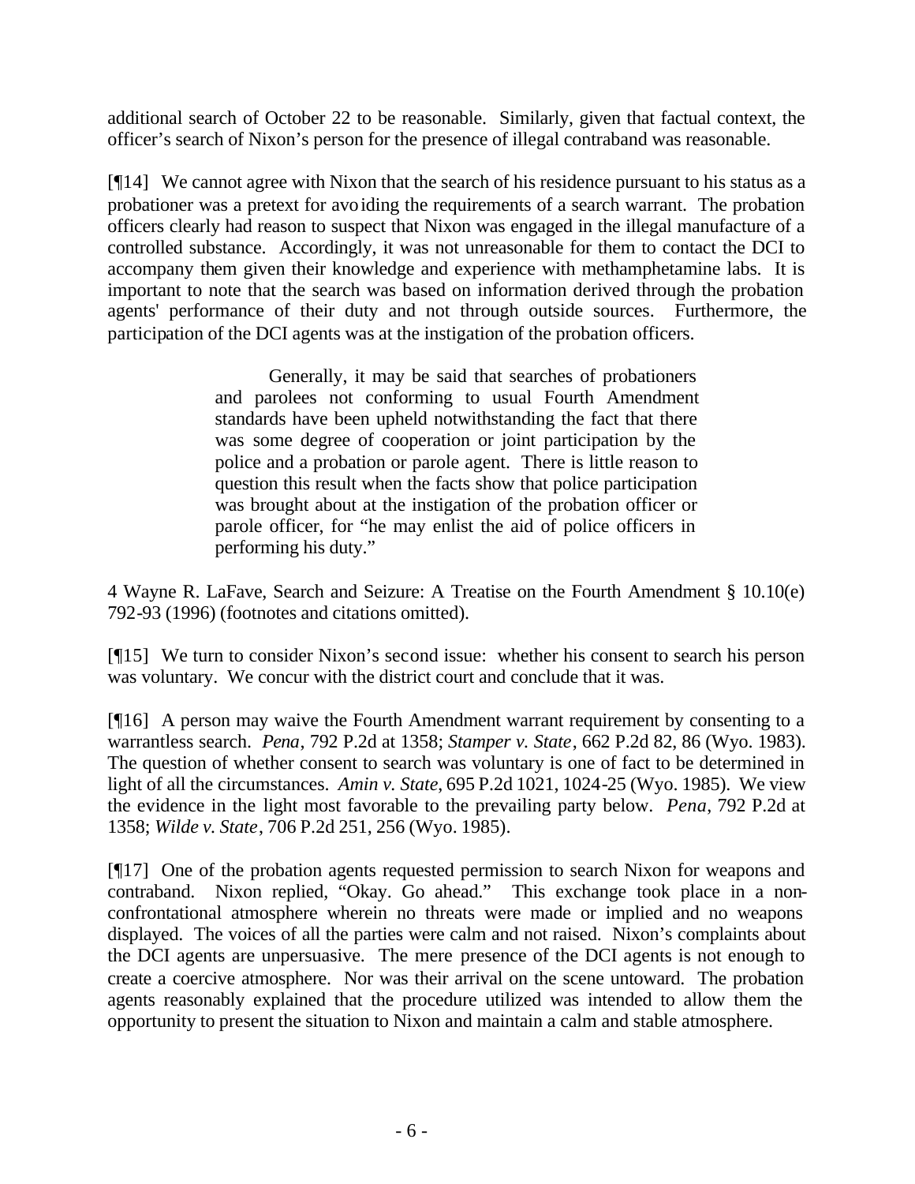additional search of October 22 to be reasonable. Similarly, given that factual context, the officer's search of Nixon's person for the presence of illegal contraband was reasonable.

[¶14] We cannot agree with Nixon that the search of his residence pursuant to his status as a probationer was a pretext for avoiding the requirements of a search warrant. The probation officers clearly had reason to suspect that Nixon was engaged in the illegal manufacture of a controlled substance. Accordingly, it was not unreasonable for them to contact the DCI to accompany them given their knowledge and experience with methamphetamine labs. It is important to note that the search was based on information derived through the probation agents' performance of their duty and not through outside sources. Furthermore, the participation of the DCI agents was at the instigation of the probation officers.

> Generally, it may be said that searches of probationers and parolees not conforming to usual Fourth Amendment standards have been upheld notwithstanding the fact that there was some degree of cooperation or joint participation by the police and a probation or parole agent. There is little reason to question this result when the facts show that police participation was brought about at the instigation of the probation officer or parole officer, for "he may enlist the aid of police officers in performing his duty."

4 Wayne R. LaFave, Search and Seizure: A Treatise on the Fourth Amendment § 10.10(e) 792-93 (1996) (footnotes and citations omitted).

[¶15] We turn to consider Nixon's second issue: whether his consent to search his person was voluntary. We concur with the district court and conclude that it was.

[¶16] A person may waive the Fourth Amendment warrant requirement by consenting to a warrantless search. *Pena*, 792 P.2d at 1358; *Stamper v. State*, 662 P.2d 82, 86 (Wyo. 1983). The question of whether consent to search was voluntary is one of fact to be determined in light of all the circumstances. *Amin v. State*, 695 P.2d 1021, 1024-25 (Wyo. 1985). We view the evidence in the light most favorable to the prevailing party below. *Pena*, 792 P.2d at 1358; *Wilde v. State*, 706 P.2d 251, 256 (Wyo. 1985).

[¶17] One of the probation agents requested permission to search Nixon for weapons and contraband. Nixon replied, "Okay. Go ahead." This exchange took place in a non-confrontational atmosphere wherein no threats were made or implied and no weapons displayed. The voices of all the parties were calm and not raised. Nixon's complaints about the DCI agents are unpersuasive. The mere presence of the DCI agents is not enough to create a coercive atmosphere. Nor was their arrival on the scene untoward. The probation agents reasonably explained that the procedure utilized was intended to allow them the opportunity to present the situation to Nixon and maintain a calm and stable atmosphere.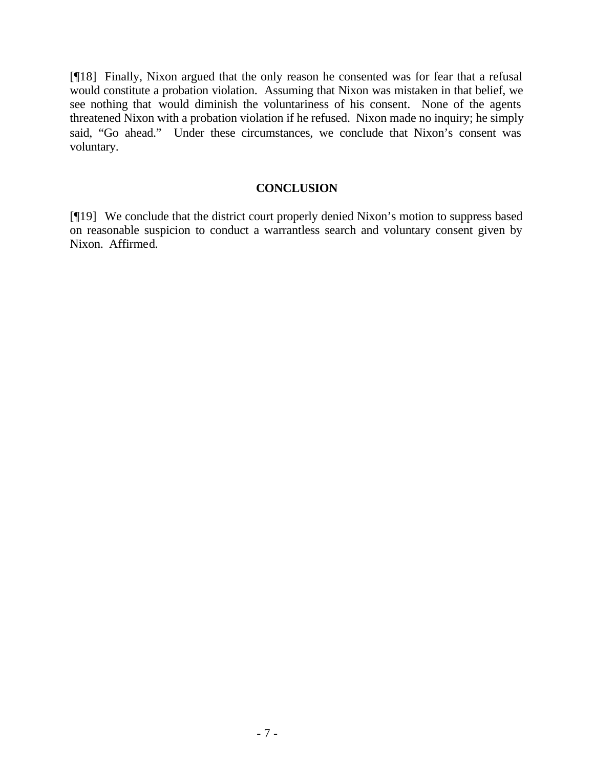[¶18] Finally, Nixon argued that the only reason he consented was for fear that a refusal would constitute a probation violation. Assuming that Nixon was mistaken in that belief, we see nothing that would diminish the voluntariness of his consent. None of the agents threatened Nixon with a probation violation if he refused. Nixon made no inquiry; he simply said, "Go ahead." Under these circumstances, we conclude that Nixon's consent was voluntary.

## CONCLUSION

[¶19] We conclude that the district court properly denied Nixon's motion to suppress based on reasonable suspicion to conduct a warrantless search and voluntary consent given by Nixon. Affirmed.